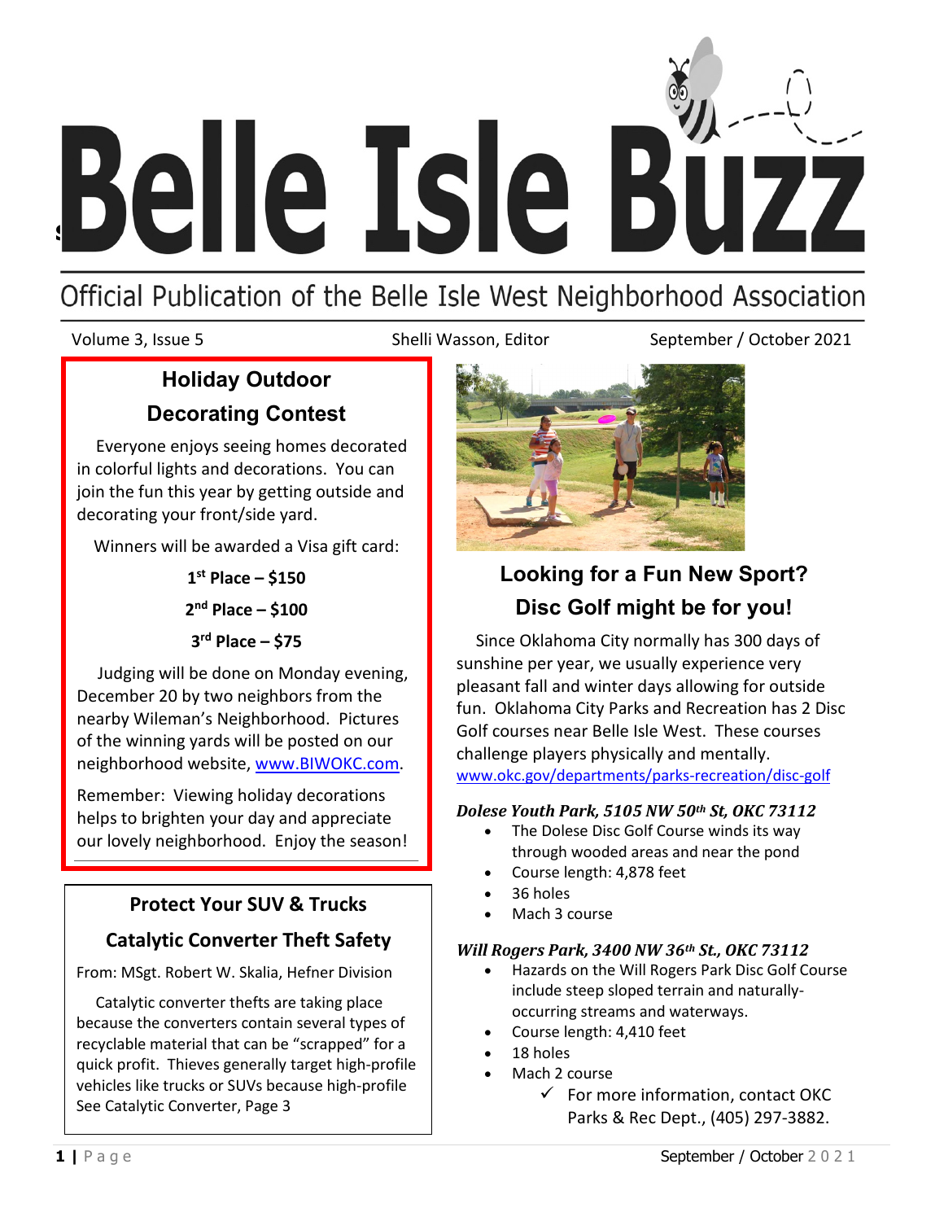# Belle Isle Buzz

Official Publication of the Belle Isle West Neighborhood Association

Volume 3, Issue 5 | Shelli Wasson, Editor | September / October 2021

## Holiday Outdoor Decorating Contest

Everyone enjoys seeing homes decorated in colorful lights and decorations. You can join the fun this year by getting outside and decorating your front/side yard.

Winners will be awarded a Visa gift card:

**1st Place – $150**

**2nd Place – $100**

**3rd Place – $75**

Judging will be done on Monday evening, December 20 by two neighbors from the nearby Wileman's Neighborhood. Pictures of the winning yards will be posted on our neighborhood website, www.BIWOKC.com.

Remember: Viewing holiday decorations helps to brighten your day and appreciate our lovely neighborhood. Enjoy the season!

## Protect Your SUV & Trucks Catalytic Converter Theft Safety

From: MSgt. Robert W. Skalia, Hefner Division

Catalytic converter thefts are taking place because the converters contain several types of recyclable material that can be "scrapped" for a quick profit. Thieves generally target high-profile vehicles like trucks or SUVs because high-profile See Catalytic Converter, Page 3

## Looking for a Fun New Sport? Disc Golf might be for you!

Since Oklahoma City normally has 300 days of sunshine per year, we usually experience very pleasant fall and winter days allowing for outside fun. Oklahoma City Parks and Recreation has 2 Disc Golf courses near Belle Isle West. These courses challenge players physically and mentally.
www.okc.gov/departments/parks-recreation/disc-golf

***Dolese Youth Park, 5105 NW 50th St, OKC 73112***

- The Dolese Disc Golf Course winds its way through wooded areas and near the pond
- Course length: 4,878 feet
- 36 holes
- Mach 3 course

***Will Rogers Park, 3400 NW 36th St., OKC 73112***

- Hazards on the Will Rogers Park Disc Golf Course include steep sloped terrain and naturally-occurring streams and waterways.
- Course length: 4,410 feet
- 18 holes
- Mach 2 course
  - ✓ For more information, contact OKC Parks & Rec Dept., (405) 297-3882.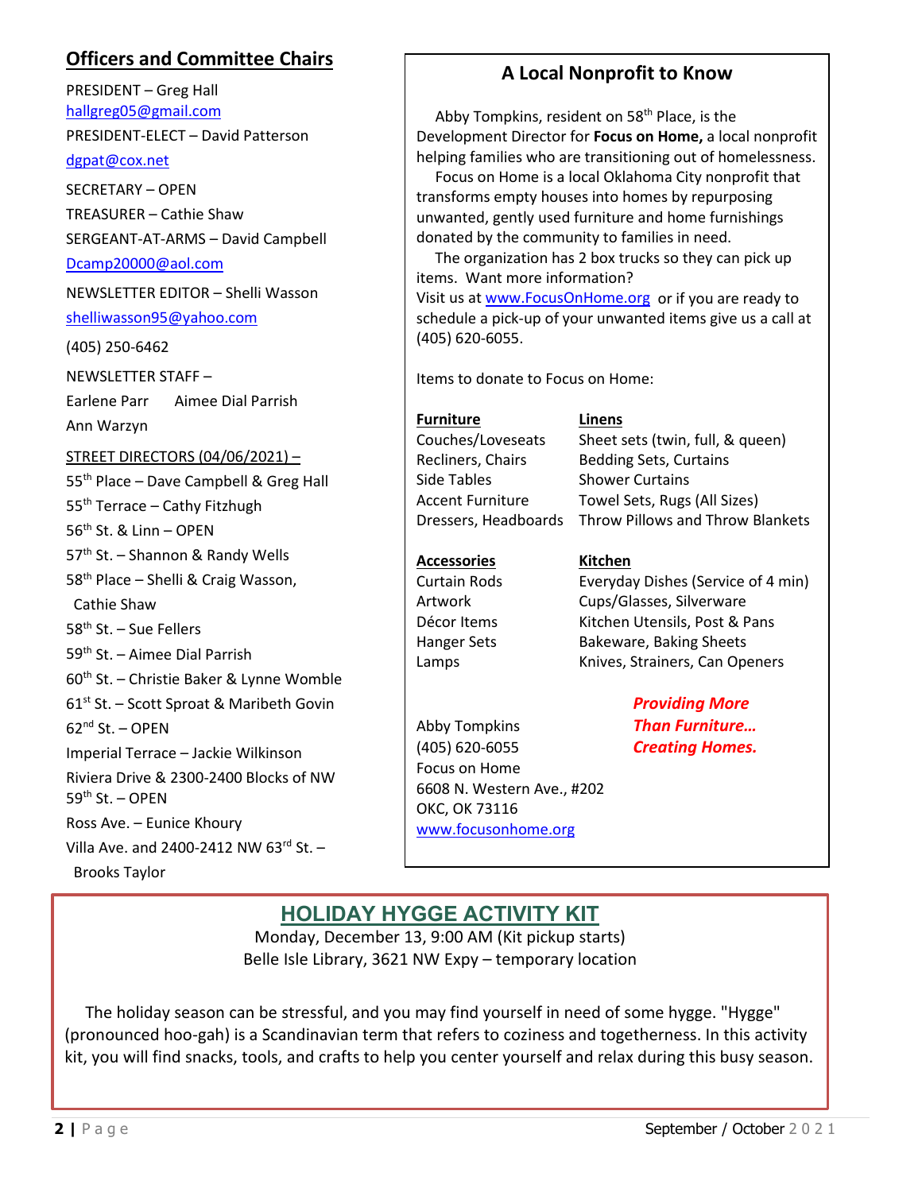## Officers and Committee Chairs

PRESIDENT – Greg Hall
hallgreg05@gmail.com

PRESIDENT-ELECT – David Patterson
dgpat@cox.net

SECRETARY – OPEN

TREASURER – Cathie Shaw

SERGEANT-AT-ARMS – David Campbell
Dcamp20000@aol.com

NEWSLETTER EDITOR – Shelli Wasson
shelliwasson95@yahoo.com
(405) 250-6462

NEWSLETTER STAFF –
Earlene Parr   Aimee Dial Parrish
Ann Warzyn

STREET DIRECTORS (04/06/2021) –

55th Place – Dave Campbell & Greg Hall
55th Terrace – Cathy Fitzhugh
56th St. & Linn – OPEN
57th St. – Shannon & Randy Wells
58th Place – Shelli & Craig Wasson, Cathie Shaw
58th St. – Sue Fellers
59th St. – Aimee Dial Parrish
60th St. – Christie Baker & Lynne Womble
61st St. – Scott Sproat & Maribeth Govin
62nd St. – OPEN
Imperial Terrace – Jackie Wilkinson
Riviera Drive & 2300-2400 Blocks of NW 59th St. – OPEN
Ross Ave. – Eunice Khoury
Villa Ave. and 2400-2412 NW 63rd St. – Brooks Taylor

## A Local Nonprofit to Know

Abby Tompkins, resident on 58th Place, is the Development Director for **Focus on Home,** a local nonprofit helping families who are transitioning out of homelessness.

Focus on Home is a local Oklahoma City nonprofit that transforms empty houses into homes by repurposing unwanted, gently used furniture and home furnishings donated by the community to families in need.

The organization has 2 box trucks so they can pick up items. Want more information?
Visit us at www.FocusOnHome.org or if you are ready to schedule a pick-up of your unwanted items give us a call at (405) 620-6055.

Items to donate to Focus on Home:

**Furniture**
Couches/Loveseats
Recliners, Chairs
Side Tables
Accent Furniture
Dressers, Headboards

**Linens**
Sheet sets (twin, full, & queen)
Bedding Sets, Curtains
Shower Curtains
Towel Sets, Rugs (All Sizes)
Throw Pillows and Throw Blankets

**Accessories**
Curtain Rods
Artwork
Décor Items
Hanger Sets
Lamps

**Kitchen**
Everyday Dishes (Service of 4 min)
Cups/Glasses, Silverware
Kitchen Utensils, Post & Pans
Bakeware, Baking Sheets
Knives, Strainers, Can Openers

***Providing More Than Furniture… Creating Homes.***

Abby Tompkins
(405) 620-6055
Focus on Home
6608 N. Western Ave., #202
OKC, OK 73116
www.focusonhome.org

## HOLIDAY HYGGE ACTIVITY KIT

Monday, December 13, 9:00 AM (Kit pickup starts)
Belle Isle Library, 3621 NW Expy – temporary location

The holiday season can be stressful, and you may find yourself in need of some hygge. "Hygge" (pronounced hoo-gah) is a Scandinavian term that refers to coziness and togetherness. In this activity kit, you will find snacks, tools, and crafts to help you center yourself and relax during this busy season.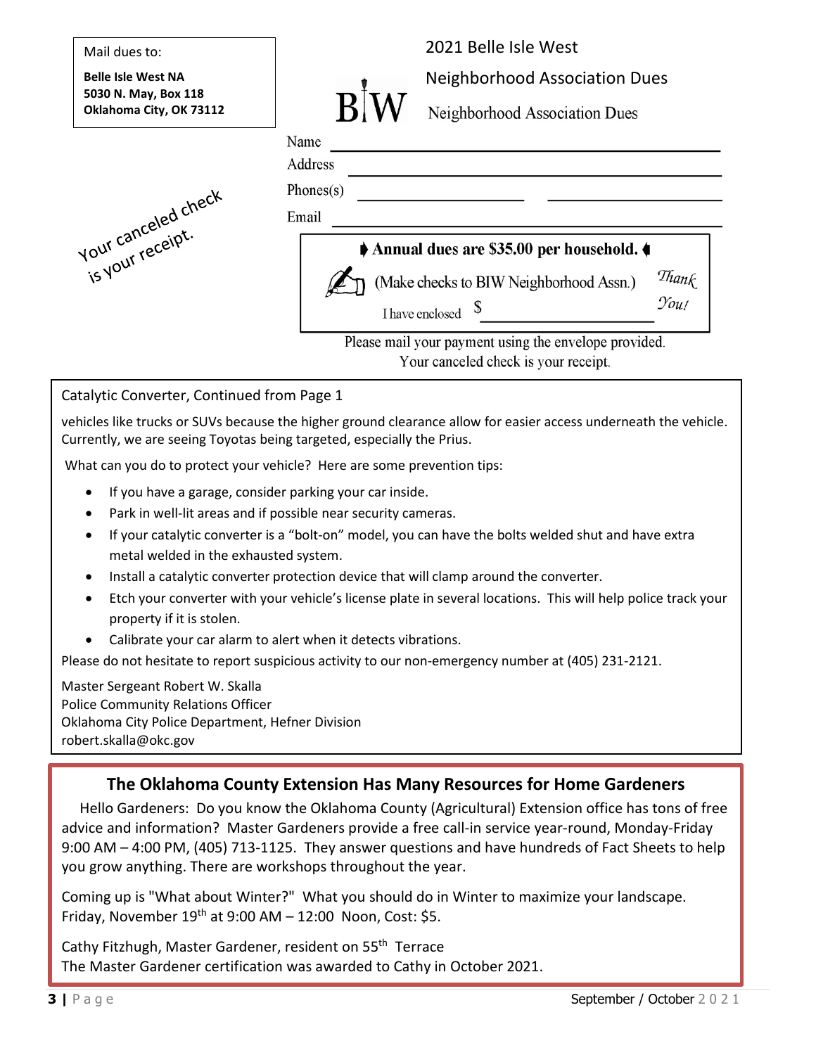Mail dues to:

**Belle Isle West NA**
**5030 N. May, Box 118**
**Oklahoma City, OK 73112**

Your canceled check is your receipt.

## 2021 Belle Isle West Neighborhood Association Dues

BIW Neighborhood Association Dues

Name ______________________________

Address ______________________________

Phones(s) ______________ ______________

Email ______________________________

**Annual dues are $35.00 per household.**

(Make checks to BIW Neighborhood Assn.)

I have enclosed $ ____________

*Thank You!*

Please mail your payment using the envelope provided.
Your canceled check is your receipt.

---

Catalytic Converter, Continued from Page 1

vehicles like trucks or SUVs because the higher ground clearance allow for easier access underneath the vehicle. Currently, we are seeing Toyotas being targeted, especially the Prius.

What can you do to protect your vehicle? Here are some prevention tips:

- If you have a garage, consider parking your car inside.
- Park in well-lit areas and if possible near security cameras.
- If your catalytic converter is a "bolt-on" model, you can have the bolts welded shut and have extra metal welded in the exhausted system.
- Install a catalytic converter protection device that will clamp around the converter.
- Etch your converter with your vehicle's license plate in several locations. This will help police track your property if it is stolen.
- Calibrate your car alarm to alert when it detects vibrations.

Please do not hesitate to report suspicious activity to our non-emergency number at (405) 231-2121.

Master Sergeant Robert W. Skalla
Police Community Relations Officer
Oklahoma City Police Department, Hefner Division
robert.skalla@okc.gov

---

## The Oklahoma County Extension Has Many Resources for Home Gardeners

Hello Gardeners: Do you know the Oklahoma County (Agricultural) Extension office has tons of free advice and information? Master Gardeners provide a free call-in service year-round, Monday-Friday 9:00 AM – 4:00 PM, (405) 713-1125. They answer questions and have hundreds of Fact Sheets to help you grow anything. There are workshops throughout the year.

Coming up is "What about Winter?" What you should do in Winter to maximize your landscape. Friday, November 19th at 9:00 AM – 12:00 Noon, Cost: $5.

Cathy Fitzhugh, Master Gardener, resident on 55th Terrace
The Master Gardener certification was awarded to Cathy in October 2021.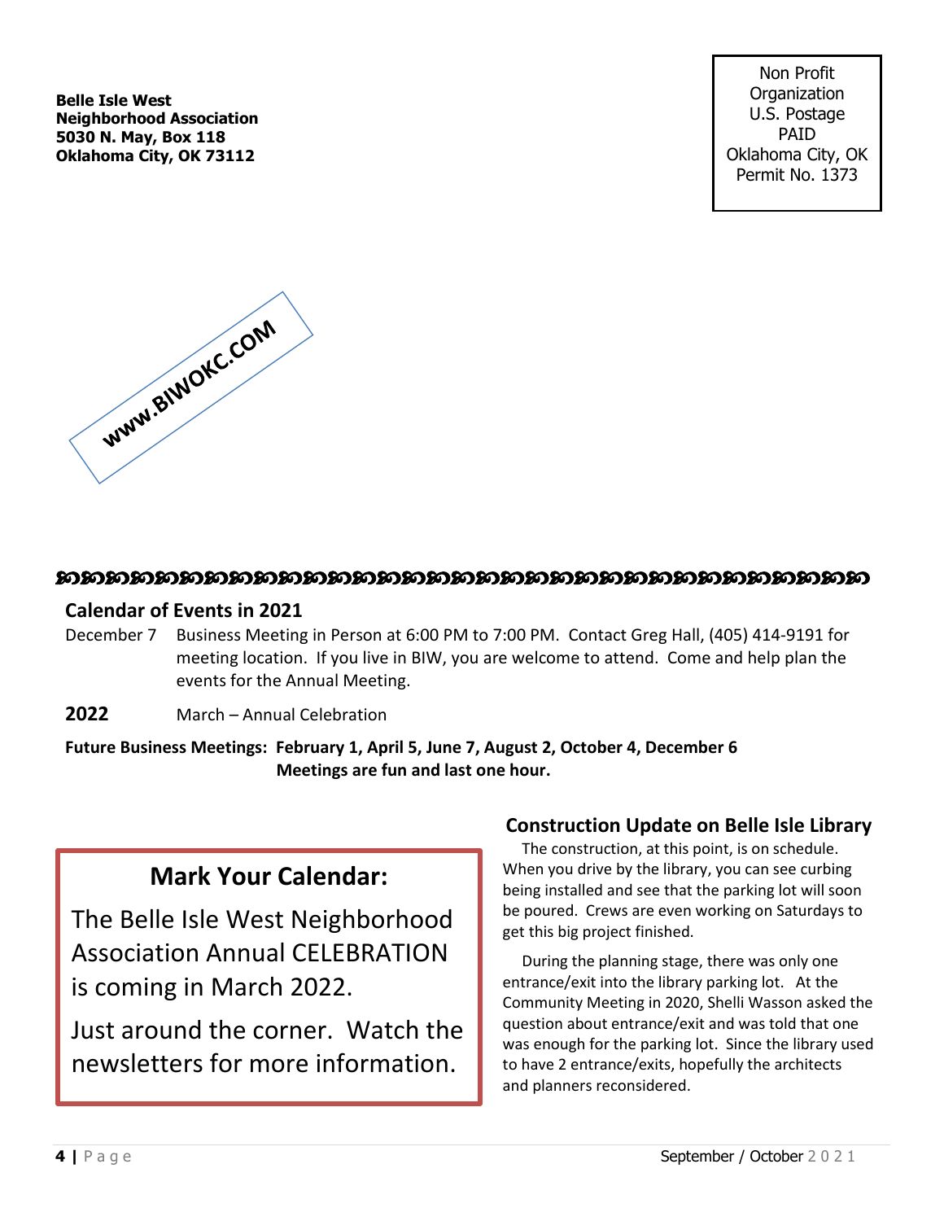**Belle Isle West**
**Neighborhood Association**
**5030 N. May, Box 118**
**Oklahoma City, OK 73112**

Non Profit
Organization
U.S. Postage
PAID
Oklahoma City, OK
Permit No. 1373

WWW.BIWOKC.COM

## Calendar of Events in 2021

December 7 Business Meeting in Person at 6:00 PM to 7:00 PM. Contact Greg Hall, (405) 414-9191 for meeting location. If you live in BIW, you are welcome to attend. Come and help plan the events for the Annual Meeting.

**2022** March – Annual Celebration

**Future Business Meetings: February 1, April 5, June 7, August 2, October 4, December 6**
**Meetings are fun and last one hour.**

## Mark Your Calendar:

The Belle Isle West Neighborhood Association Annual CELEBRATION is coming in March 2022.

Just around the corner. Watch the newsletters for more information.

## Construction Update on Belle Isle Library

The construction, at this point, is on schedule. When you drive by the library, you can see curbing being installed and see that the parking lot will soon be poured. Crews are even working on Saturdays to get this big project finished.

During the planning stage, there was only one entrance/exit into the library parking lot. At the Community Meeting in 2020, Shelli Wasson asked the question about entrance/exit and was told that one was enough for the parking lot. Since the library used to have 2 entrance/exits, hopefully the architects and planners reconsidered.